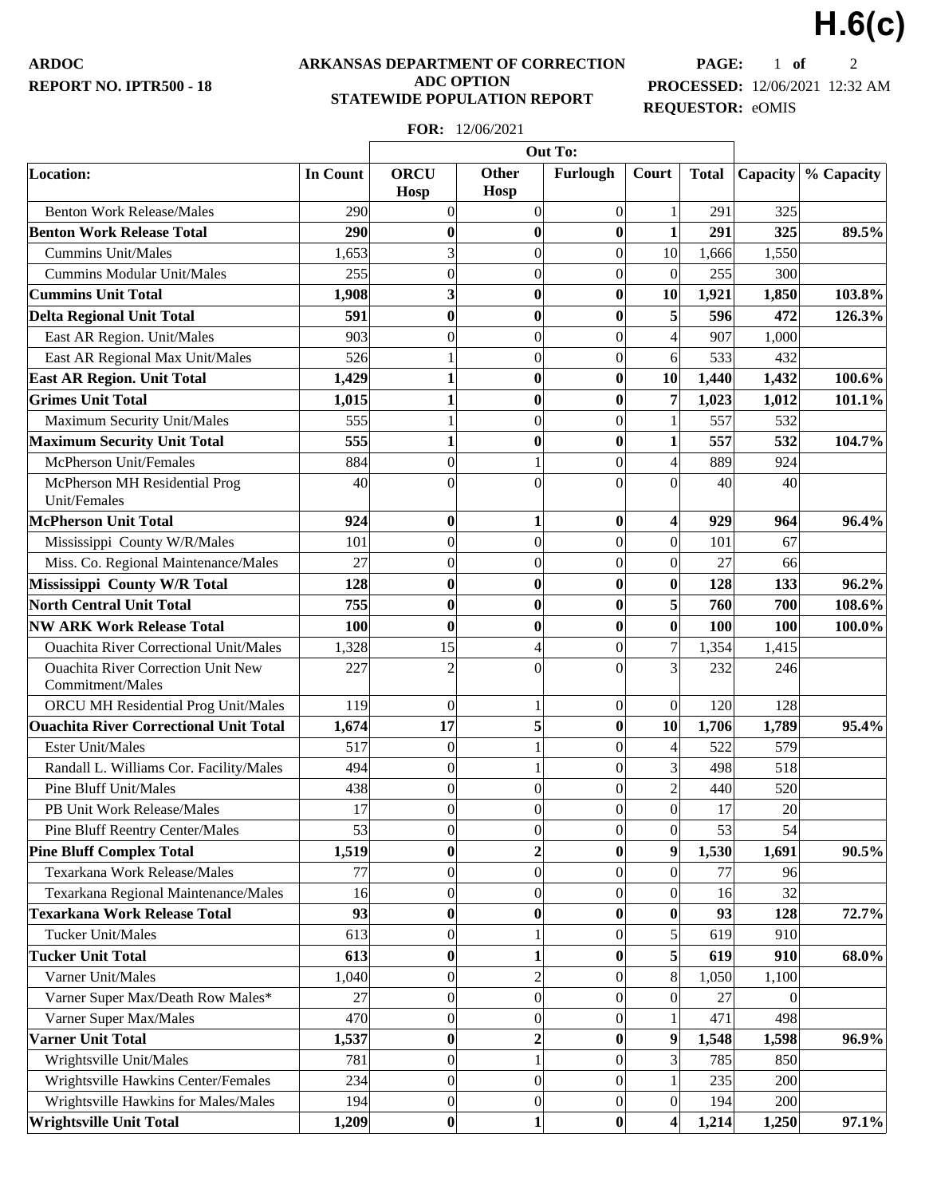H.6(c)

**ARDOC**
**REPORT NO. IPTR500 - 18**

**ARKANSAS DEPARTMENT OF CORRECTION**
**ADC OPTION**
**STATEWIDE POPULATION REPORT**

**PAGE:** 1 **of** 2
**PROCESSED:** 12/06/2021 12:32 AM
**REQUESTOR:** eOMIS

**FOR:** 12/06/2021

| Location: | In Count | Out To: ORCU Hosp | Other Hosp | Furlough | Court | Total | Capacity | % Capacity |
|---|---|---|---|---|---|---|---|---|
| Benton Work Release/Males | 290 | 0 | 0 | 0 | 1 | 291 | 325 | |
| **Benton Work Release Total** | **290** | **0** | **0** | **0** | **1** | **291** | **325** | **89.5%** |
| Cummins Unit/Males | 1,653 | 3 | 0 | 0 | 10 | 1,666 | 1,550 | |
| Cummins Modular Unit/Males | 255 | 0 | 0 | 0 | 0 | 255 | 300 | |
| **Cummins Unit Total** | **1,908** | **3** | **0** | **0** | **10** | **1,921** | **1,850** | **103.8%** |
| **Delta Regional Unit Total** | **591** | **0** | **0** | **0** | **5** | **596** | **472** | **126.3%** |
| East AR Region. Unit/Males | 903 | 0 | 0 | 0 | 4 | 907 | 1,000 | |
| East AR Regional Max Unit/Males | 526 | 1 | 0 | 0 | 6 | 533 | 432 | |
| **East AR Region. Unit Total** | **1,429** | **1** | **0** | **0** | **10** | **1,440** | **1,432** | **100.6%** |
| **Grimes Unit Total** | **1,015** | **1** | **0** | **0** | **7** | **1,023** | **1,012** | **101.1%** |
| Maximum Security Unit/Males | 555 | 1 | 0 | 0 | 1 | 557 | 532 | |
| **Maximum Security Unit Total** | **555** | **1** | **0** | **0** | **1** | **557** | **532** | **104.7%** |
| McPherson Unit/Females | 884 | 0 | 1 | 0 | 4 | 889 | 924 | |
| McPherson MH Residential Prog Unit/Females | 40 | 0 | 0 | 0 | 0 | 40 | 40 | |
| **McPherson Unit Total** | **924** | **0** | **1** | **0** | **4** | **929** | **964** | **96.4%** |
| Mississippi County W/R/Males | 101 | 0 | 0 | 0 | 0 | 101 | 67 | |
| Miss. Co. Regional Maintenance/Males | 27 | 0 | 0 | 0 | 0 | 27 | 66 | |
| **Mississippi County W/R Total** | **128** | **0** | **0** | **0** | **0** | **128** | **133** | **96.2%** |
| **North Central Unit Total** | **755** | **0** | **0** | **0** | **5** | **760** | **700** | **108.6%** |
| **NW ARK Work Release Total** | **100** | **0** | **0** | **0** | **0** | **100** | **100** | **100.0%** |
| Ouachita River Correctional Unit/Males | 1,328 | 15 | 4 | 0 | 7 | 1,354 | 1,415 | |
| Ouachita River Correction Unit New Commitment/Males | 227 | 2 | 0 | 0 | 3 | 232 | 246 | |
| ORCU MH Residential Prog Unit/Males | 119 | 0 | 1 | 0 | 0 | 120 | 128 | |
| **Ouachita River Correctional Unit Total** | **1,674** | **17** | **5** | **0** | **10** | **1,706** | **1,789** | **95.4%** |
| Ester Unit/Males | 517 | 0 | 1 | 0 | 4 | 522 | 579 | |
| Randall L. Williams Cor. Facility/Males | 494 | 0 | 1 | 0 | 3 | 498 | 518 | |
| Pine Bluff Unit/Males | 438 | 0 | 0 | 0 | 2 | 440 | 520 | |
| PB Unit Work Release/Males | 17 | 0 | 0 | 0 | 0 | 17 | 20 | |
| Pine Bluff Reentry Center/Males | 53 | 0 | 0 | 0 | 0 | 53 | 54 | |
| **Pine Bluff Complex Total** | **1,519** | **0** | **2** | **0** | **9** | **1,530** | **1,691** | **90.5%** |
| Texarkana Work Release/Males | 77 | 0 | 0 | 0 | 0 | 77 | 96 | |
| Texarkana Regional Maintenance/Males | 16 | 0 | 0 | 0 | 0 | 16 | 32 | |
| **Texarkana Work Release Total** | **93** | **0** | **0** | **0** | **0** | **93** | **128** | **72.7%** |
| Tucker Unit/Males | 613 | 0 | 1 | 0 | 5 | 619 | 910 | |
| **Tucker Unit Total** | **613** | **0** | **1** | **0** | **5** | **619** | **910** | **68.0%** |
| Varner Unit/Males | 1,040 | 0 | 2 | 0 | 8 | 1,050 | 1,100 | |
| Varner Super Max/Death Row Males* | 27 | 0 | 0 | 0 | 0 | 27 | 0 | |
| Varner Super Max/Males | 470 | 0 | 0 | 0 | 1 | 471 | 498 | |
| **Varner Unit Total** | **1,537** | **0** | **2** | **0** | **9** | **1,548** | **1,598** | **96.9%** |
| Wrightsville Unit/Males | 781 | 0 | 1 | 0 | 3 | 785 | 850 | |
| Wrightsville Hawkins Center/Females | 234 | 0 | 0 | 0 | 1 | 235 | 200 | |
| Wrightsville Hawkins for Males/Males | 194 | 0 | 0 | 0 | 0 | 194 | 200 | |
| **Wrightsville Unit Total** | **1,209** | **0** | **1** | **0** | **4** | **1,214** | **1,250** | **97.1%** |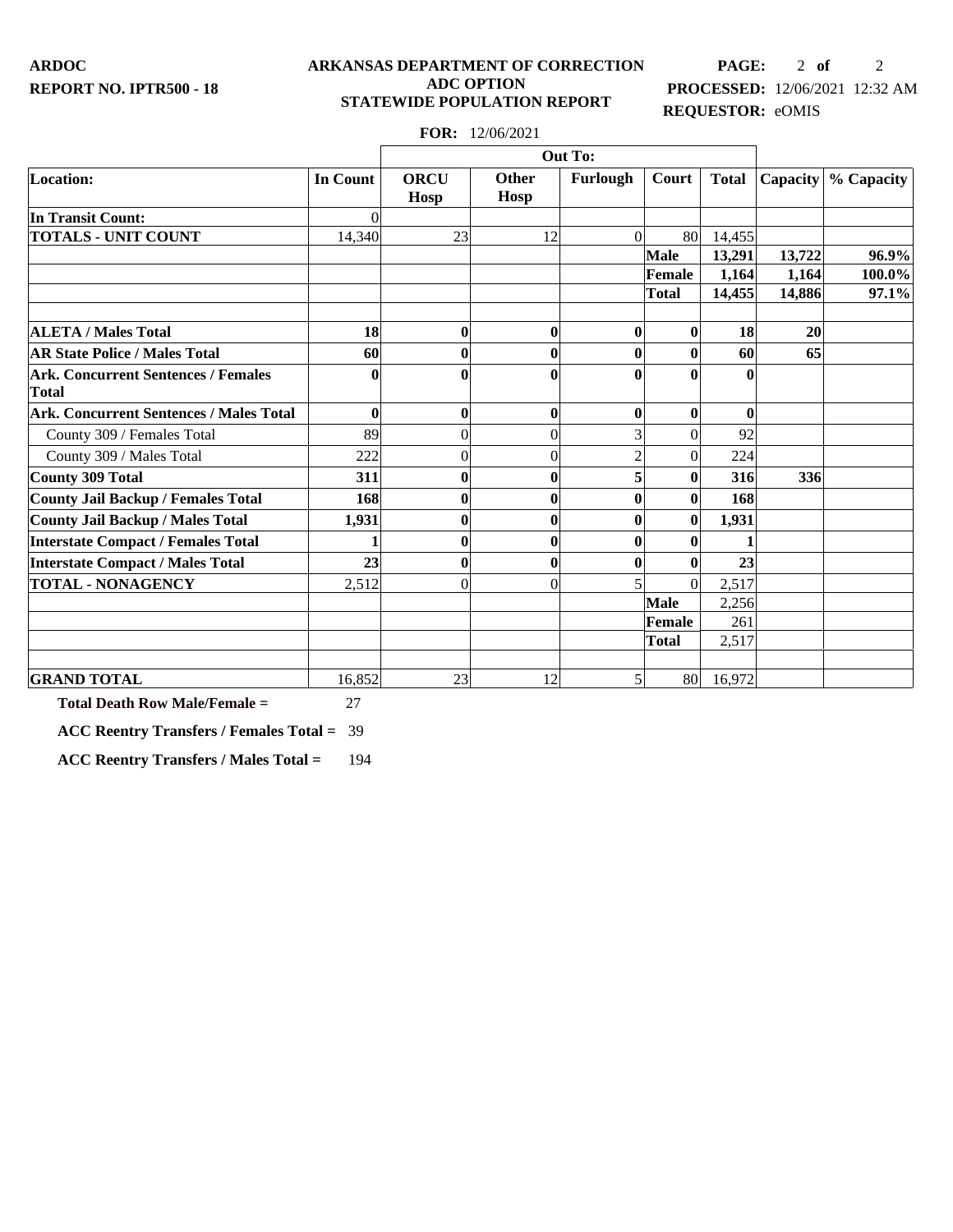**ARDOC**
**REPORT NO. IPTR500 - 18**

**ARKANSAS DEPARTMENT OF CORRECTION**
**ADC OPTION**
**STATEWIDE POPULATION REPORT**

**PROCESSED:** 12/06/2021 12:32 AM
**REQUESTOR:** eOMIS

**FOR:** 12/06/2021

| | | Out To: | | | | | | |
|---|---|---|---|---|---|---|---|---|
| **Location:** | **In Count** | **ORCU Hosp** | **Other Hosp** | **Furlough** | **Court** | **Total** | **Capacity** | **% Capacity** |
| **In Transit Count:** | 0 | | | | | | | |
| **TOTALS - UNIT COUNT** | 14,340 | 23 | 12 | 0 | 80 | 14,455 | | |
| | | | | | **Male** | **13,291** | **13,722** | **96.9%** |
| | | | | | **Female** | **1,164** | **1,164** | **100.0%** |
| | | | | | **Total** | **14,455** | **14,886** | **97.1%** |
| | | | | | | | | |
| **ALETA / Males Total** | **18** | **0** | **0** | **0** | **0** | **18** | **20** | |
| **AR State Police / Males Total** | **60** | **0** | **0** | **0** | **0** | **60** | **65** | |
| **Ark. Concurrent Sentences / Females Total** | **0** | **0** | **0** | **0** | **0** | **0** | | |
| **Ark. Concurrent Sentences / Males Total** | **0** | **0** | **0** | **0** | **0** | **0** | | |
| County 309 / Females Total | 89 | 0 | 0 | 3 | 0 | 92 | | |
| County 309 / Males Total | 222 | 0 | 0 | 2 | 0 | 224 | | |
| **County 309 Total** | **311** | **0** | **0** | **5** | **0** | **316** | **336** | |
| **County Jail Backup / Females Total** | **168** | **0** | **0** | **0** | **0** | **168** | | |
| **County Jail Backup / Males Total** | **1,931** | **0** | **0** | **0** | **0** | **1,931** | | |
| **Interstate Compact / Females Total** | **1** | **0** | **0** | **0** | **0** | **1** | | |
| **Interstate Compact / Males Total** | **23** | **0** | **0** | **0** | **0** | **23** | | |
| **TOTAL - NONAGENCY** | 2,512 | 0 | 0 | 5 | 0 | 2,517 | | |
| | | | | | **Male** | 2,256 | | |
| | | | | | **Female** | 261 | | |
| | | | | | **Total** | 2,517 | | |
| | | | | | | | | |
| **GRAND TOTAL** | 16,852 | 23 | 12 | 5 | 80 | 16,972 | | |

**Total Death Row Male/Female =** 27

**ACC Reentry Transfers / Females Total =** 39

**ACC Reentry Transfers / Males Total =** 194